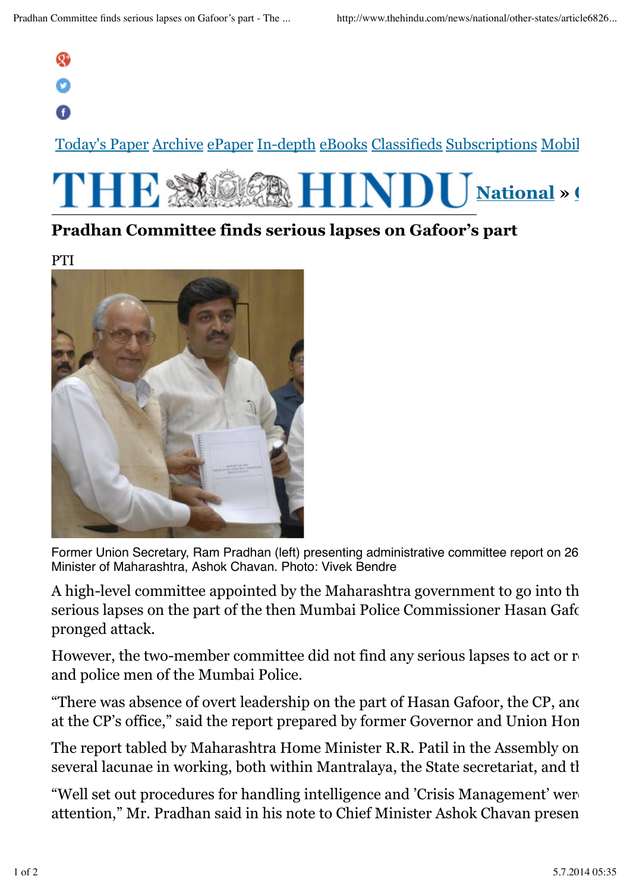Today's Paper Archive ePaper In-depth eBooks Classifieds Subscriptions Mobil

THE HINDU National » (

# Pradhan Committee finds serious lapses on Gafoor's part

PTI

Former Union Secretary, Ram Pradhan (left) presenting administrative committee report on 26 Minister of Maharashtra, Ashok Chavan. Photo: Vivek Bendre

A high-level committee appointed by the Maharashtra government to go into th serious lapses on the part of the then Mumbai Police Commissioner Hasan Gafo pronged attack.

However, the two-member committee did not find any serious lapses to act or r and police men of the Mumbai Police.

"There was absence of overt leadership on the part of Hasan Gafoor, the CP, and at the CP's office," said the report prepared by former Governor and Union Hon

The report tabled by Maharashtra Home Minister R.R. Patil in the Assembly on several lacunae in working, both within Mantralaya, the State secretariat, and tl

"Well set out procedures for handling intelligence and 'Crisis Management' wer attention," Mr. Pradhan said in his note to Chief Minister Ashok Chavan presen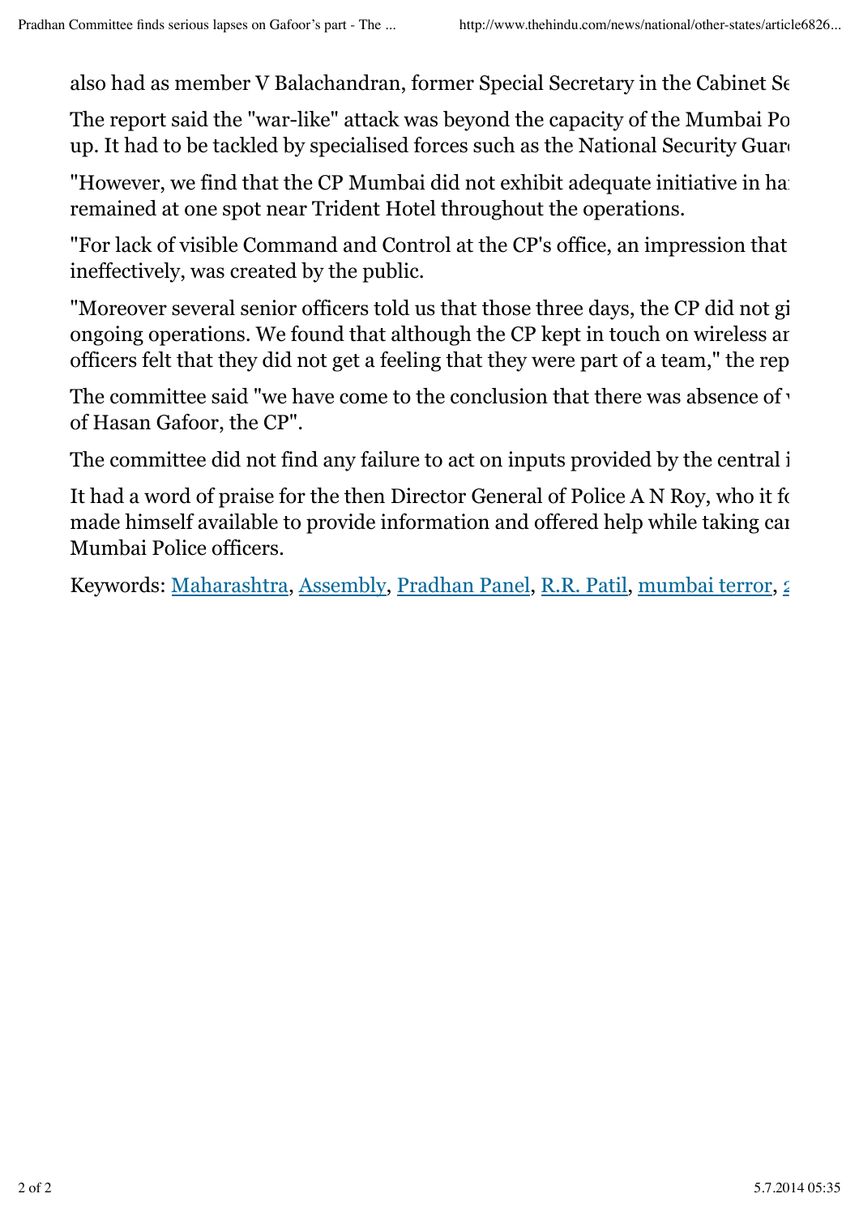also had as member V Balachandran, former Special Secretary in the Cabinet Se

The report said the "war-like" attack was beyond the capacity of the Mumbai Po up. It had to be tackled by specialised forces such as the National Security Guar

"However, we find that the CP Mumbai did not exhibit adequate initiative in ha remained at one spot near Trident Hotel throughout the operations.

"For lack of visible Command and Control at the CP's office, an impression that ineffectively, was created by the public.

"Moreover several senior officers told us that those three days, the CP did not gi ongoing operations. We found that although the CP kept in touch on wireless ar officers felt that they did not get a feeling that they were part of a team," the rep

The committee said "we have come to the conclusion that there was absence of of Hasan Gafoor, the CP".

The committee did not find any failure to act on inputs provided by the central i

It had a word of praise for the then Director General of Police A N Roy, who it fo made himself available to provide information and offered help while taking car Mumbai Police officers.

Keywords: Maharashtra, Assembly, Pradhan Panel, R.R. Patil, mumbai terror,